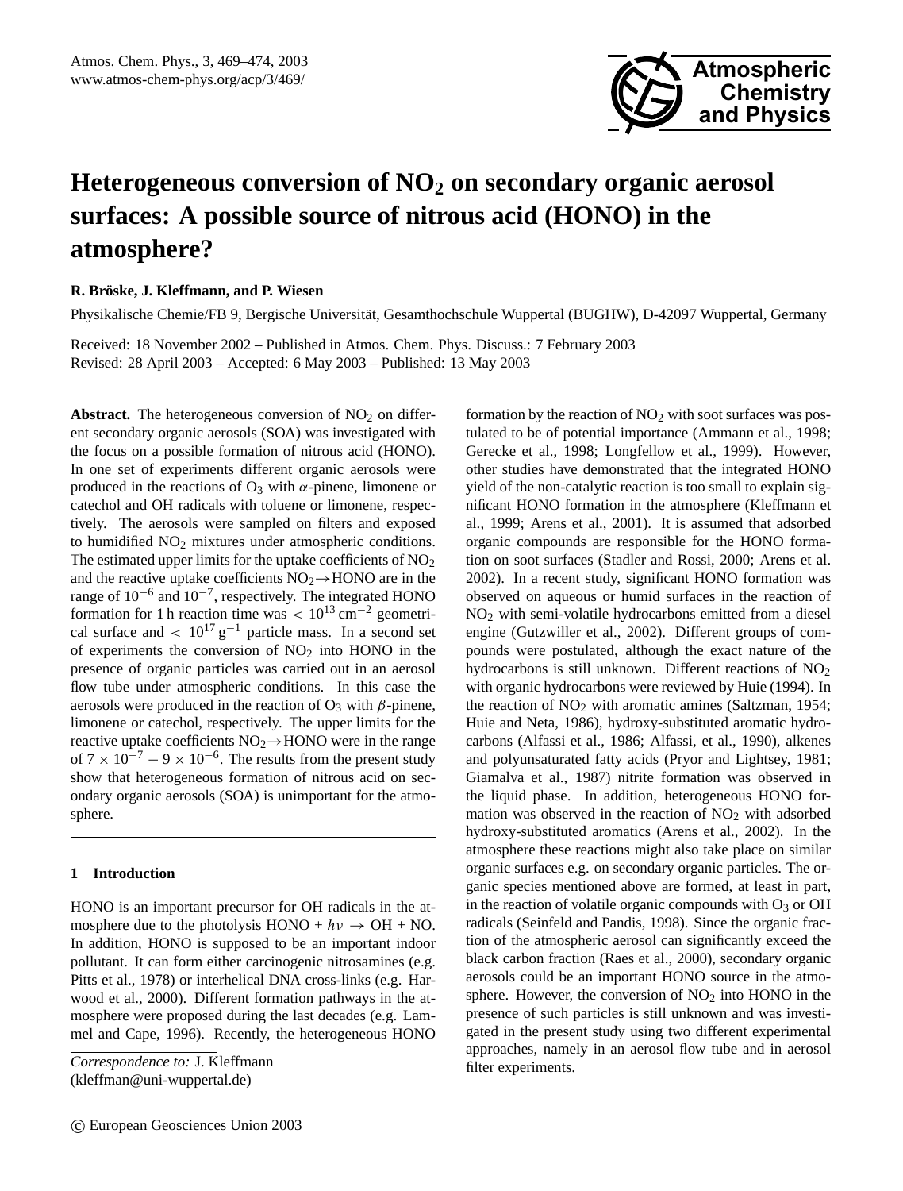# Heterogeneous conversion of $NO_2$ on secondary organic aerosol surfaces: A possible source of nitrous acid (HONO) in the atmosphere?

**R. Bröske, J. Kleffmann, and P. Wiesen**

Physikalische Chemie/FB 9, Bergische Universität, Gesamthochschule Wuppertal (BUGHW), D-42097 Wuppertal, Germany

Received: 18 November 2002 – Published in Atmos. Chem. Phys. Discuss.: 7 February 2003
Revised: 28 April 2003 – Accepted: 6 May 2003 – Published: 13 May 2003

**Abstract.** The heterogeneous conversion of $NO_2$ on different secondary organic aerosols (SOA) was investigated with the focus on a possible formation of nitrous acid (HONO). In one set of experiments different organic aerosols were produced in the reactions of $O_3$ with $\alpha$-pinene, limonene or catechol and OH radicals with toluene or limonene, respectively. The aerosols were sampled on filters and exposed to humidified $NO_2$ mixtures under atmospheric conditions. The estimated upper limits for the uptake coefficients of $NO_2$ and the reactive uptake coefficients $NO_2 \rightarrow HONO$ are in the range of $10^{-6}$ and $10^{-7}$, respectively. The integrated HONO formation for 1 h reaction time was $< 10^{13}\,cm^{-2}$ geometrical surface and $< 10^{17}\,g^{-1}$ particle mass. In a second set of experiments the conversion of $NO_2$ into HONO in the presence of organic particles was carried out in an aerosol flow tube under atmospheric conditions. In this case the aerosols were produced in the reaction of $O_3$ with $\beta$-pinene, limonene or catechol, respectively. The upper limits for the reactive uptake coefficients $NO_2 \rightarrow HONO$ were in the range of $7 \times 10^{-7} - 9 \times 10^{-6}$. The results from the present study show that heterogeneous formation of nitrous acid on secondary organic aerosols (SOA) is unimportant for the atmosphere.

## 1 Introduction

HONO is an important precursor for OH radicals in the atmosphere due to the photolysis HONO + $h\nu \rightarrow$ OH + NO. In addition, HONO is supposed to be an important indoor pollutant. It can form either carcinogenic nitrosamines (e.g. Pitts et al., 1978) or interhelical DNA cross-links (e.g. Harwood et al., 2000). Different formation pathways in the atmosphere were proposed during the last decades (e.g. Lammel and Cape, 1996). Recently, the heterogeneous HONO formation by the reaction of $NO_2$ with soot surfaces was postulated to be of potential importance (Ammann et al., 1998; Gerecke et al., 1998; Longfellow et al., 1999). However, other studies have demonstrated that the integrated HONO yield of the non-catalytic reaction is too small to explain significant HONO formation in the atmosphere (Kleffmann et al., 1999; Arens et al., 2001). It is assumed that adsorbed organic compounds are responsible for the HONO formation on soot surfaces (Stadler and Rossi, 2000; Arens et al. 2002). In a recent study, significant HONO formation was observed on aqueous or humid surfaces in the reaction of $NO_2$ with semi-volatile hydrocarbons emitted from a diesel engine (Gutzwiller et al., 2002). Different groups of compounds were postulated, although the exact nature of the hydrocarbons is still unknown. Different reactions of $NO_2$ with organic hydrocarbons were reviewed by Huie (1994). In the reaction of $NO_2$ with aromatic amines (Saltzman, 1954; Huie and Neta, 1986), hydroxy-substituted aromatic hydrocarbons (Alfassi et al., 1986; Alfassi, et al., 1990), alkenes and polyunsaturated fatty acids (Pryor and Lightsey, 1981; Giamalva et al., 1987) nitrite formation was observed in the liquid phase. In addition, heterogeneous HONO formation was observed in the reaction of $NO_2$ with adsorbed hydroxy-substituted aromatics (Arens et al., 2002). In the atmosphere these reactions might also take place on similar organic surfaces e.g. on secondary organic particles. The organic species mentioned above are formed, at least in part, in the reaction of volatile organic compounds with $O_3$ or OH radicals (Seinfeld and Pandis, 1998). Since the organic fraction of the atmospheric aerosol can significantly exceed the black carbon fraction (Raes et al., 2000), secondary organic aerosols could be an important HONO source in the atmosphere. However, the conversion of $NO_2$ into HONO in the presence of such particles is still unknown and was investigated in the present study using two different experimental approaches, namely in an aerosol flow tube and in aerosol filter experiments.

*Correspondence to:* J. Kleffmann (kleffman@uni-wuppertal.de)

© European Geosciences Union 2003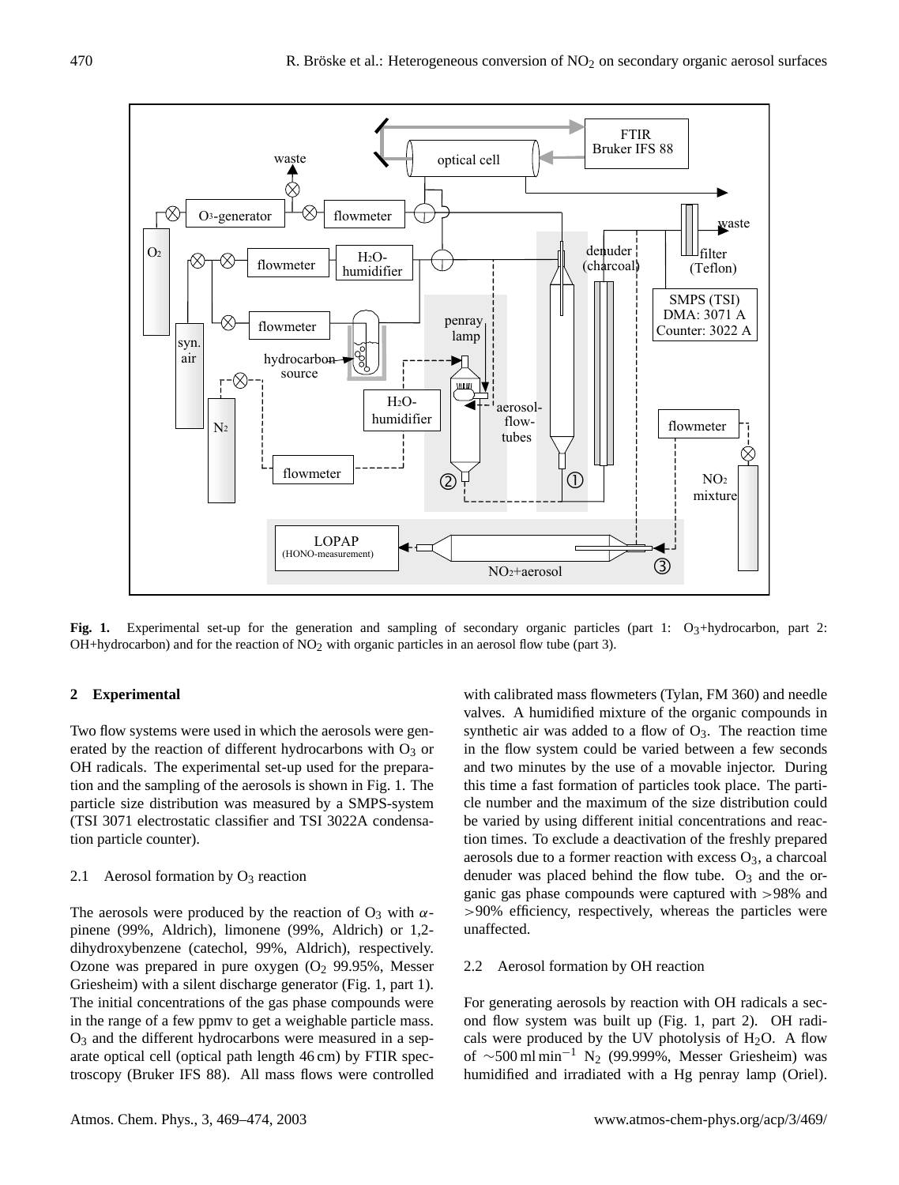**Fig. 1.** Experimental set-up for the generation and sampling of secondary organic particles (part 1: $O_3$+hydrocarbon, part 2: OH+hydrocarbon) and for the reaction of $NO_2$ with organic particles in an aerosol flow tube (part 3).

## 2 Experimental

Two flow systems were used in which the aerosols were generated by the reaction of different hydrocarbons with $O_3$ or OH radicals. The experimental set-up used for the preparation and the sampling of the aerosols is shown in Fig. 1. The particle size distribution was measured by a SMPS-system (TSI 3071 electrostatic classifier and TSI 3022A condensation particle counter).

### 2.1 Aerosol formation by $O_3$ reaction

The aerosols were produced by the reaction of $O_3$ with $\alpha$-pinene (99%, Aldrich), limonene (99%, Aldrich) or 1,2-dihydroxybenzene (catechol, 99%, Aldrich), respectively. Ozone was prepared in pure oxygen ($O_2$ 99.95%, Messer Griesheim) with a silent discharge generator (Fig. 1, part 1). The initial concentrations of the gas phase compounds were in the range of a few ppmv to get a weighable particle mass. $O_3$ and the different hydrocarbons were measured in a separate optical cell (optical path length 46 cm) by FTIR spectroscopy (Bruker IFS 88). All mass flows were controlled with calibrated mass flowmeters (Tylan, FM 360) and needle valves. A humidified mixture of the organic compounds in synthetic air was added to a flow of $O_3$. The reaction time in the flow system could be varied between a few seconds and two minutes by the use of a movable injector. During this time a fast formation of particles took place. The particle number and the maximum of the size distribution could be varied by using different initial concentrations and reaction times. To exclude a deactivation of the freshly prepared aerosols due to a former reaction with excess $O_3$, a charcoal denuder was placed behind the flow tube. $O_3$ and the organic gas phase compounds were captured with >98% and >90% efficiency, respectively, whereas the particles were unaffected.

### 2.2 Aerosol formation by OH reaction

For generating aerosols by reaction with OH radicals a second flow system was built up (Fig. 1, part 2). OH radicals were produced by the UV photolysis of $H_2O$. A flow of $\sim$500 ml min$^{-1}$ $N_2$ (99.999%, Messer Griesheim) was humidified and irradiated with a Hg penray lamp (Oriel).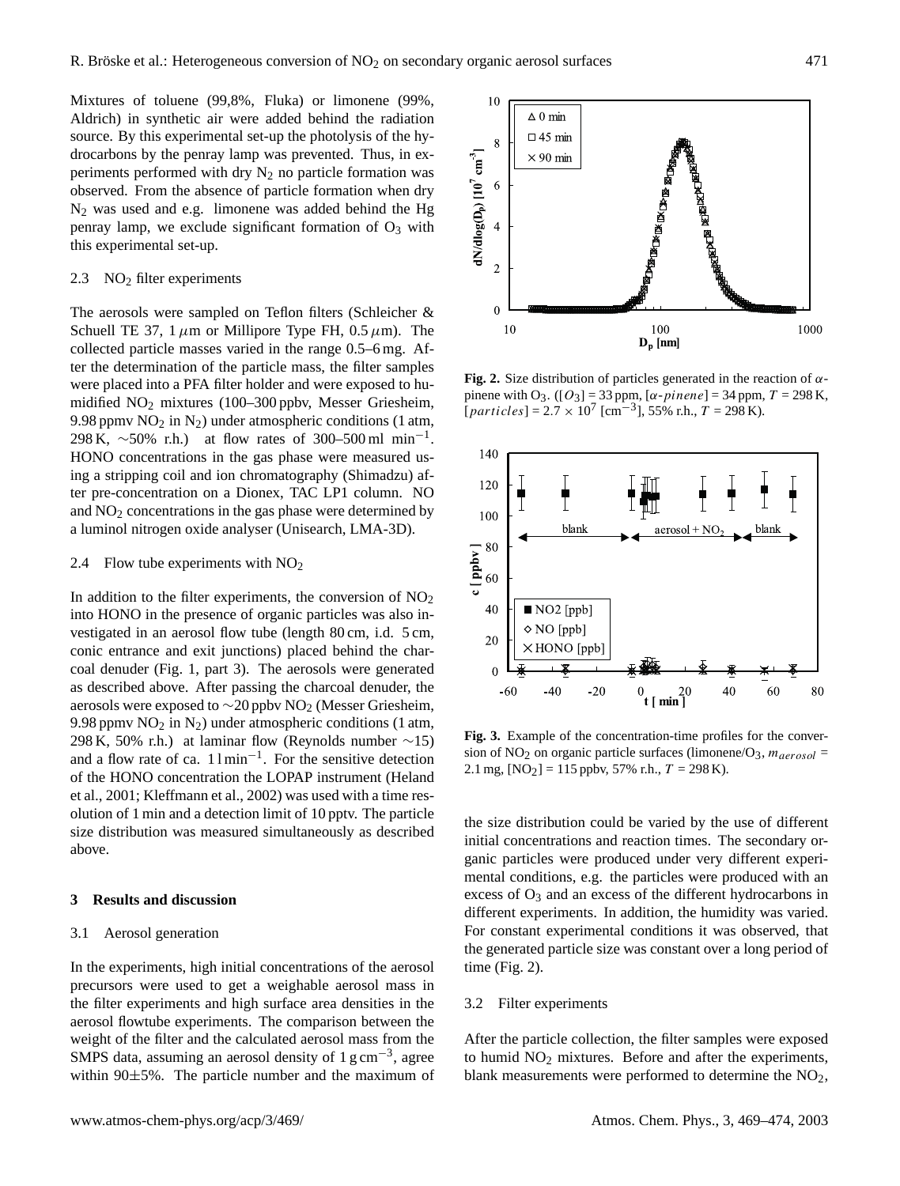Mixtures of toluene (99,8%, Fluka) or limonene (99%, Aldrich) in synthetic air were added behind the radiation source. By this experimental set-up the photolysis of the hydrocarbons by the penray lamp was prevented. Thus, in experiments performed with dry $N_2$ no particle formation was observed. From the absence of particle formation when dry $N_2$ was used and e.g. limonene was added behind the Hg penray lamp, we exclude significant formation of $O_3$ with this experimental set-up.

### 2.3 $NO_2$ filter experiments

The aerosols were sampled on Teflon filters (Schleicher & Schuell TE 37, 1 $\mu$m or Millipore Type FH, 0.5 $\mu$m). The collected particle masses varied in the range 0.5–6 mg. After the determination of the particle mass, the filter samples were placed into a PFA filter holder and were exposed to humidified $NO_2$ mixtures (100–300 ppbv, Messer Griesheim, 9.98 ppmv $NO_2$ in $N_2$) under atmospheric conditions (1 atm, 298 K, ~50% r.h.) at flow rates of 300–500 ml min$^{-1}$. HONO concentrations in the gas phase were measured using a stripping coil and ion chromatography (Shimadzu) after pre-concentration on a Dionex, TAC LP1 column. NO and $NO_2$ concentrations in the gas phase were determined by a luminol nitrogen oxide analyser (Unisearch, LMA-3D).

### 2.4 Flow tube experiments with $NO_2$

In addition to the filter experiments, the conversion of $NO_2$ into HONO in the presence of organic particles was also investigated in an aerosol flow tube (length 80 cm, i.d. 5 cm, conic entrance and exit junctions) placed behind the charcoal denuder (Fig. 1, part 3). The aerosols were generated as described above. After passing the charcoal denuder, the aerosols were exposed to ~20 ppbv $NO_2$ (Messer Griesheim, 9.98 ppmv $NO_2$ in $N_2$) under atmospheric conditions (1 atm, 298 K, 50% r.h.) at laminar flow (Reynolds number ~15) and a flow rate of ca. 1 l min$^{-1}$. For the sensitive detection of the HONO concentration the LOPAP instrument (Heland et al., 2001; Kleffmann et al., 2002) was used with a time resolution of 1 min and a detection limit of 10 pptv. The particle size distribution was measured simultaneously as described above.

## 3 Results and discussion

### 3.1 Aerosol generation

In the experiments, high initial concentrations of the aerosol precursors were used to get a weighable aerosol mass in the filter experiments and high surface area densities in the aerosol flowtube experiments. The comparison between the weight of the filter and the calculated aerosol mass from the SMPS data, assuming an aerosol density of 1 g cm$^{-3}$, agree within 90±5%. The particle number and the maximum of the size distribution could be varied by the use of different initial concentrations and reaction times. The secondary organic particles were produced under very different experimental conditions, e.g. the particles were produced with an excess of $O_3$ and an excess of the different hydrocarbons in different experiments. In addition, the humidity was varied. For constant experimental conditions it was observed, that the generated particle size was constant over a long period of time (Fig. 2).

**Fig. 2.** Size distribution of particles generated in the reaction of $\alpha$-pinene with $O_3$. ($[O_3]$ = 33 ppm, $[\alpha\text{-}pinene]$ = 34 ppm, $T$ = 298 K, $[particles] = 2.7 \times 10^7$ [cm$^{-3}$], 55% r.h., $T$ = 298 K).

**Fig. 3.** Example of the concentration-time profiles for the conversion of $NO_2$ on organic particle surfaces (limonene/$O_3$, $m_{aerosol}$ = 2.1 mg, $[NO_2]$ = 115 ppbv, 57% r.h., $T$ = 298 K).

### 3.2 Filter experiments

After the particle collection, the filter samples were exposed to humid $NO_2$ mixtures. Before and after the experiments, blank measurements were performed to determine the $NO_2$,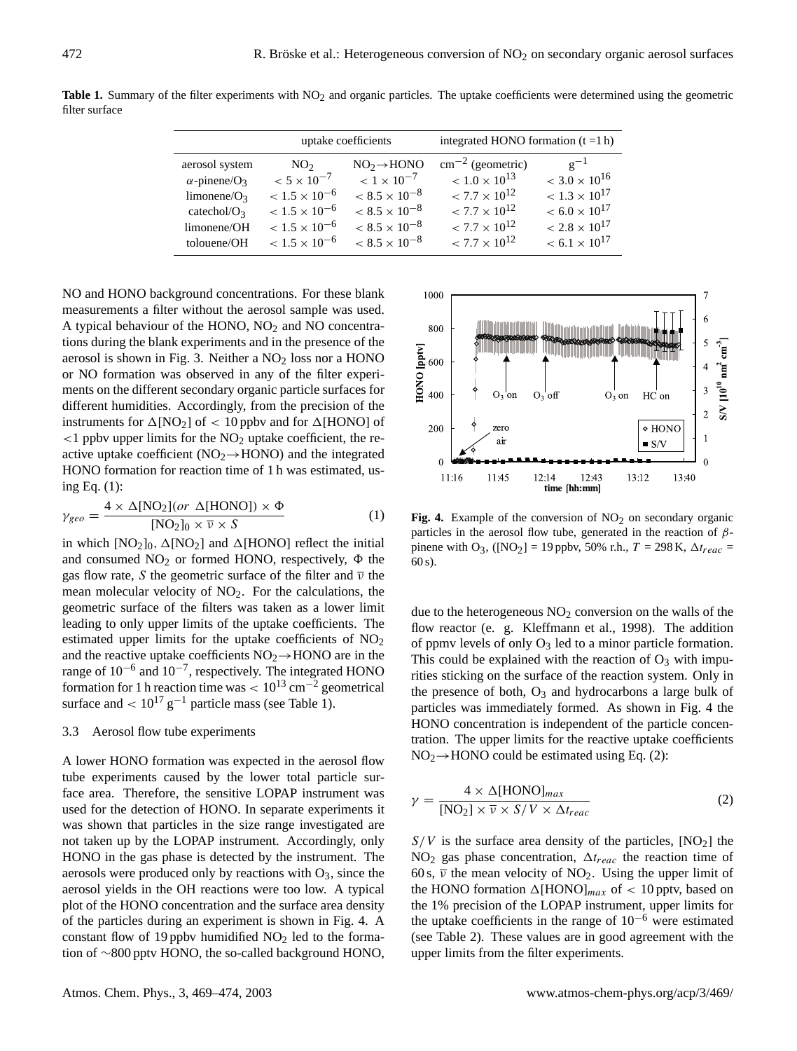**Table 1.** Summary of the filter experiments with $NO_2$ and organic particles. The uptake coefficients were determined using the geometric filter surface

| | uptake coefficients | | integrated HONO formation (t = 1 h) | |
|---|---|---|---|---|
| aerosol system | $NO_2$ | $NO_2 \rightarrow HONO$ | $cm^{-2}$ (geometric) | $g^{-1}$ |
| $\alpha$-pinene/$O_3$ | $< 5 \times 10^{-7}$ | $< 1 \times 10^{-7}$ | $< 1.0 \times 10^{13}$ | $< 3.0 \times 10^{16}$ |
| limonene/$O_3$ | $< 1.5 \times 10^{-6}$ | $< 8.5 \times 10^{-8}$ | $< 7.7 \times 10^{12}$ | $< 1.3 \times 10^{17}$ |
| catechol/$O_3$ | $< 1.5 \times 10^{-6}$ | $< 8.5 \times 10^{-8}$ | $< 7.7 \times 10^{12}$ | $< 6.0 \times 10^{17}$ |
| limonene/OH | $< 1.5 \times 10^{-6}$ | $< 8.5 \times 10^{-8}$ | $< 7.7 \times 10^{12}$ | $< 2.8 \times 10^{17}$ |
| tolouene/OH | $< 1.5 \times 10^{-6}$ | $< 8.5 \times 10^{-8}$ | $< 7.7 \times 10^{12}$ | $< 6.1 \times 10^{17}$ |

NO and HONO background concentrations. For these blank measurements a filter without the aerosol sample was used. A typical behaviour of the HONO, $NO_2$ and NO concentrations during the blank experiments and in the presence of the aerosol is shown in Fig. 3. Neither a $NO_2$ loss nor a HONO or NO formation was observed in any of the filter experiments on the different secondary organic particle surfaces for different humidities. Accordingly, from the precision of the instruments for $\Delta[NO_2]$ of $< 10$ ppbv and for $\Delta$[HONO] of $<1$ ppbv upper limits for the $NO_2$ uptake coefficient, the reactive uptake coefficient ($NO_2 \rightarrow HONO$) and the integrated HONO formation for reaction time of 1 h was estimated, using Eq. (1):

$$\gamma_{geo} = \frac{4 \times \Delta[NO_2](or\ \Delta[HONO]) \times \Phi}{[NO_2]_0 \times \overline{v} \times S} \quad (1)$$

in which $[NO_2]_0$, $\Delta[NO_2]$ and $\Delta$[HONO] reflect the initial and consumed $NO_2$ or formed HONO, respectively, $\Phi$ the gas flow rate, $S$ the geometric surface of the filter and $\overline{v}$ the mean molecular velocity of $NO_2$. For the calculations, the geometric surface of the filters was taken as a lower limit leading to only upper limits of the uptake coefficients. The estimated upper limits for the uptake coefficients of $NO_2$ and the reactive uptake coefficients $NO_2 \rightarrow HONO$ are in the range of $10^{-6}$ and $10^{-7}$, respectively. The integrated HONO formation for 1 h reaction time was $< 10^{13}$ $cm^{-2}$ geometrical surface and $< 10^{17}$ $g^{-1}$ particle mass (see Table 1).

### 3.3 Aerosol flow tube experiments

A lower HONO formation was expected in the aerosol flow tube experiments caused by the lower total particle surface area. Therefore, the sensitive LOPAP instrument was used for the detection of HONO. In separate experiments it was shown that particles in the size range investigated are not taken up by the LOPAP instrument. Accordingly, only HONO in the gas phase is detected by the instrument. The aerosols were produced only by reactions with $O_3$, since the aerosol yields in the OH reactions were too low. A typical plot of the HONO concentration and the surface area density of the particles during an experiment is shown in Fig. 4. A constant flow of 19 ppbv humidified $NO_2$ led to the formation of $\sim$800 pptv HONO, the so-called background HONO, due to the heterogeneous $NO_2$ conversion on the walls of the flow reactor (e. g. Kleffmann et al., 1998). The addition of ppmv levels of only $O_3$ led to a minor particle formation. This could be explained with the reaction of $O_3$ with impurities sticking on the surface of the reaction system. Only in the presence of both, $O_3$ and hydrocarbons a large bulk of particles was immediately formed. As shown in Fig. 4 the HONO concentration is independent of the particle concentration. The upper limits for the reactive uptake coefficients $NO_2 \rightarrow HONO$ could be estimated using Eq. (2):

**Fig. 4.** Example of the conversion of $NO_2$ on secondary organic particles in the aerosol flow tube, generated in the reaction of $\beta$-pinene with $O_3$, ($[NO_2]$ = 19 ppbv, 50% r.h., $T$ = 298 K, $\Delta t_{reac}$ = 60 s).

$$\gamma = \frac{4 \times \Delta[HONO]_{max}}{[NO_2] \times \overline{v} \times S/V \times \Delta t_{reac}} \quad (2)$$

$S/V$ is the surface area density of the particles, $[NO_2]$ the $NO_2$ gas phase concentration, $\Delta t_{reac}$ the reaction time of 60 s, $\overline{v}$ the mean velocity of $NO_2$. Using the upper limit of the HONO formation $\Delta[HONO]_{max}$ of $< 10$ pptv, based on the 1% precision of the LOPAP instrument, upper limits for the uptake coefficients in the range of $10^{-6}$ were estimated (see Table 2). These values are in good agreement with the upper limits from the filter experiments.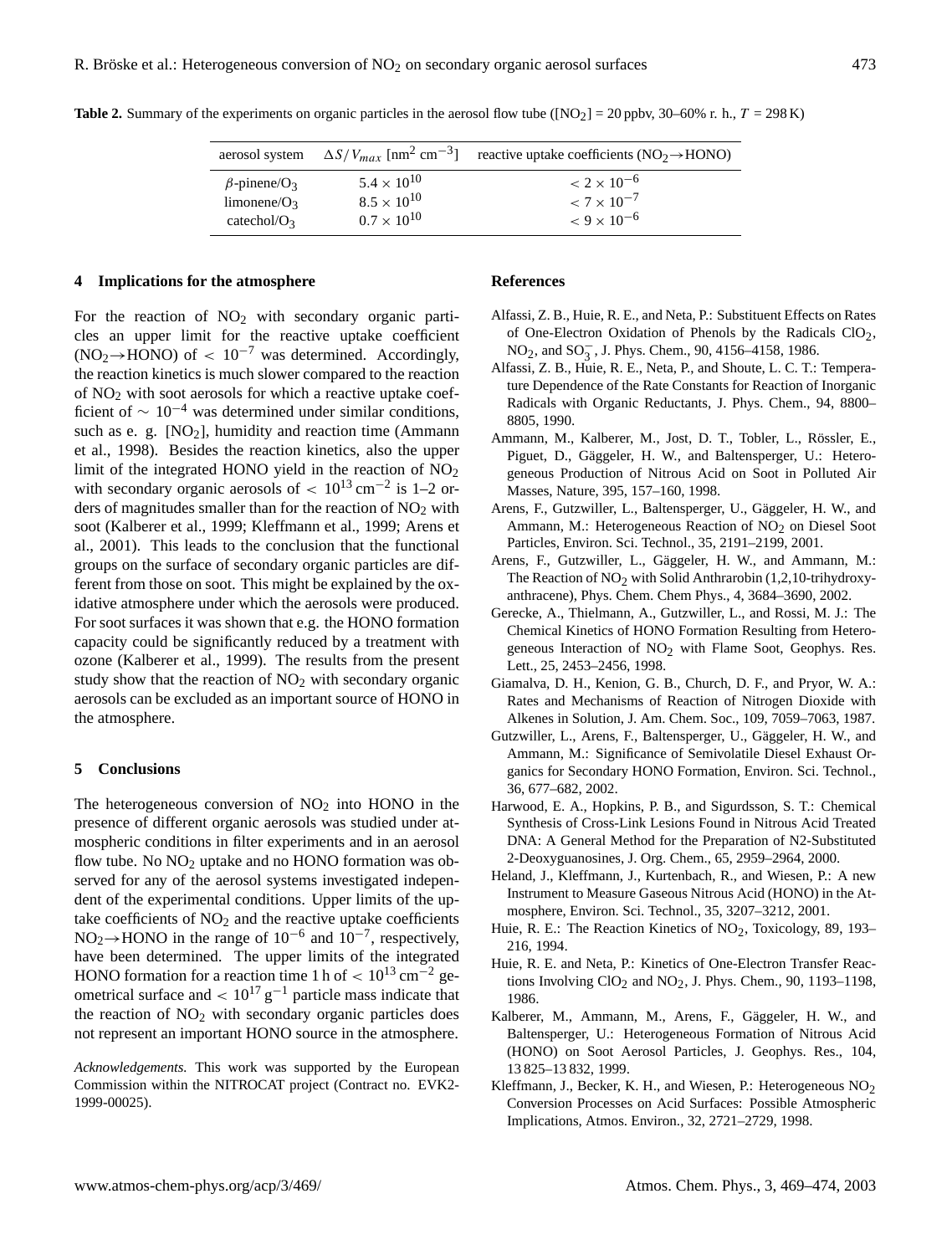**Table 2.** Summary of the experiments on organic particles in the aerosol flow tube ($[NO_2]$ = 20 ppbv, 30–60% r. h., $T$ = 298 K)

| aerosol system | $\Delta S/V_{max}$ [$nm^2$ $cm^{-3}$] | reactive uptake coefficients ($NO_2 \rightarrow HONO$) |
|---|---|---|
| $\beta$-pinene/$O_3$ | $5.4 \times 10^{10}$ | $< 2 \times 10^{-6}$ |
| limonene/$O_3$ | $8.5 \times 10^{10}$ | $< 7 \times 10^{-7}$ |
| catechol/$O_3$ | $0.7 \times 10^{10}$ | $< 9 \times 10^{-6}$ |

## 4 Implications for the atmosphere

For the reaction of $NO_2$ with secondary organic particles an upper limit for the reactive uptake coefficient ($NO_2 \rightarrow HONO$) of $< 10^{-7}$ was determined. Accordingly, the reaction kinetics is much slower compared to the reaction of $NO_2$ with soot aerosols for which a reactive uptake coefficient of $\sim 10^{-4}$ was determined under similar conditions, such as e. g. $[NO_2]$, humidity and reaction time (Ammann et al., 1998). Besides the reaction kinetics, also the upper limit of the integrated HONO yield in the reaction of $NO_2$ with secondary organic aerosols of $< 10^{13}$ $cm^{-2}$ is 1–2 orders of magnitudes smaller than for the reaction of $NO_2$ with soot (Kalberer et al., 1999; Kleffmann et al., 1999; Arens et al., 2001). This leads to the conclusion that the functional groups on the surface of secondary organic particles are different from those on soot. This might be explained by the oxidative atmosphere under which the aerosols were produced. For soot surfaces it was shown that e.g. the HONO formation capacity could be significantly reduced by a treatment with ozone (Kalberer et al., 1999). The results from the present study show that the reaction of $NO_2$ with secondary organic aerosols can be excluded as an important source of HONO in the atmosphere.

## 5 Conclusions

The heterogeneous conversion of $NO_2$ into HONO in the presence of different organic aerosols was studied under atmospheric conditions in filter experiments and in an aerosol flow tube. No $NO_2$ uptake and no HONO formation was observed for any of the aerosol systems investigated independent of the experimental conditions. Upper limits of the uptake coefficients of $NO_2$ and the reactive uptake coefficients $NO_2 \rightarrow HONO$ in the range of $10^{-6}$ and $10^{-7}$, respectively, have been determined. The upper limits of the integrated HONO formation for a reaction time 1 h of $< 10^{13}$ $cm^{-2}$ geometrical surface and $< 10^{17}$ $g^{-1}$ particle mass indicate that the reaction of $NO_2$ with secondary organic particles does not represent an important HONO source in the atmosphere.

*Acknowledgements.* This work was supported by the European Commission within the NITROCAT project (Contract no. EVK2-1999-00025).

## References

Alfassi, Z. B., Huie, R. E., and Neta, P.: Substituent Effects on Rates of One-Electron Oxidation of Phenols by the Radicals $ClO_2$, $NO_2$, and $SO_3^-$, J. Phys. Chem., 90, 4156–4158, 1986.

Alfassi, Z. B., Huie, R. E., Neta, P., and Shoute, L. C. T.: Temperature Dependence of the Rate Constants for Reaction of Inorganic Radicals with Organic Reductants, J. Phys. Chem., 94, 8800–8805, 1990.

Ammann, M., Kalberer, M., Jost, D. T., Tobler, L., Rössler, E., Piguet, D., Gäggeler, H. W., and Baltensperger, U.: Heterogeneous Production of Nitrous Acid on Soot in Polluted Air Masses, Nature, 395, 157–160, 1998.

Arens, F., Gutzwiller, L., Baltensperger, U., Gäggeler, H. W., and Ammann, M.: Heterogeneous Reaction of $NO_2$ on Diesel Soot Particles, Environ. Sci. Technol., 35, 2191–2199, 2001.

Arens, F., Gutzwiller, L., Gäggeler, H. W., and Ammann, M.: The Reaction of $NO_2$ with Solid Anthrarobin (1,2,10-trihydroxy-anthracene), Phys. Chem. Chem Phys., 4, 3684–3690, 2002.

Gerecke, A., Thielmann, A., Gutzwiller, L., and Rossi, M. J.: The Chemical Kinetics of HONO Formation Resulting from Heterogeneous Interaction of $NO_2$ with Flame Soot, Geophys. Res. Lett., 25, 2453–2456, 1998.

Giamalva, D. H., Kenion, G. B., Church, D. F., and Pryor, W. A.: Rates and Mechanisms of Reaction of Nitrogen Dioxide with Alkenes in Solution, J. Am. Chem. Soc., 109, 7059–7063, 1987.

Gutzwiller, L., Arens, F., Baltensperger, U., Gäggeler, H. W., and Ammann, M.: Significance of Semivolatile Diesel Exhaust Organics for Secondary HONO Formation, Environ. Sci. Technol., 36, 677–682, 2002.

Harwood, E. A., Hopkins, P. B., and Sigurdsson, S. T.: Chemical Synthesis of Cross-Link Lesions Found in Nitrous Acid Treated DNA: A General Method for the Preparation of N2-Substituted 2-Deoxyguanosines, J. Org. Chem., 65, 2959–2964, 2000.

Heland, J., Kleffmann, J., Kurtenbach, R., and Wiesen, P.: A new Instrument to Measure Gaseous Nitrous Acid (HONO) in the Atmosphere, Environ. Sci. Technol., 35, 3207–3212, 2001.

Huie, R. E.: The Reaction Kinetics of $NO_2$, Toxicology, 89, 193–216, 1994.

Huie, R. E. and Neta, P.: Kinetics of One-Electron Transfer Reactions Involving $ClO_2$ and $NO_2$, J. Phys. Chem., 90, 1193–1198, 1986.

Kalberer, M., Ammann, M., Arens, F., Gäggeler, H. W., and Baltensperger, U.: Heterogeneous Formation of Nitrous Acid (HONO) on Soot Aerosol Particles, J. Geophys. Res., 104, 13 825–13 832, 1999.

Kleffmann, J., Becker, K. H., and Wiesen, P.: Heterogeneous $NO_2$ Conversion Processes on Acid Surfaces: Possible Atmospheric Implications, Atmos. Environ., 32, 2721–2729, 1998.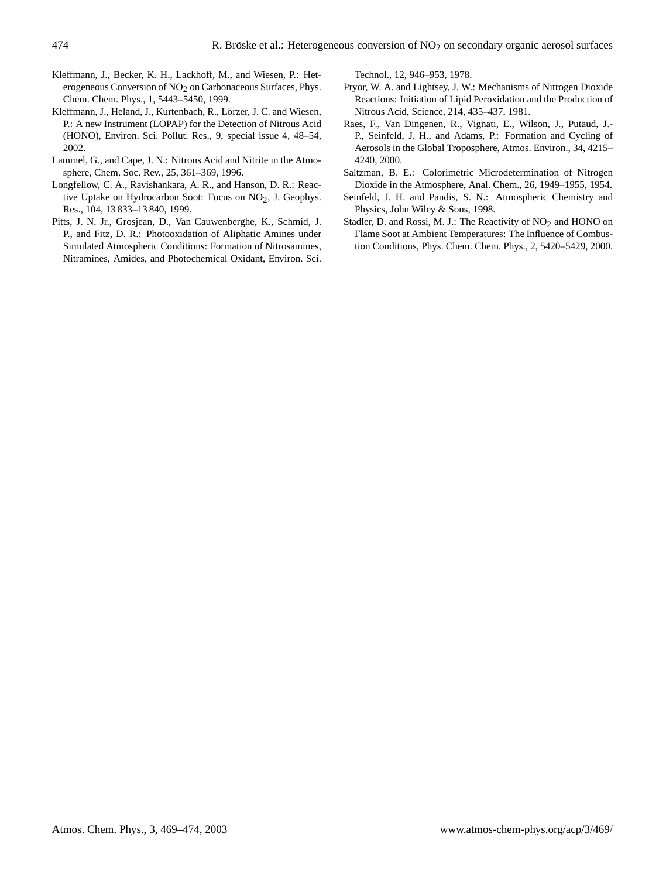Kleffmann, J., Becker, K. H., Lackhoff, M., and Wiesen, P.: Heterogeneous Conversion of $NO_2$ on Carbonaceous Surfaces, Phys. Chem. Chem. Phys., 1, 5443–5450, 1999.

Kleffmann, J., Heland, J., Kurtenbach, R., Lörzer, J. C. and Wiesen, P.: A new Instrument (LOPAP) for the Detection of Nitrous Acid (HONO), Environ. Sci. Pollut. Res., 9, special issue 4, 48–54, 2002.

Lammel, G., and Cape, J. N.: Nitrous Acid and Nitrite in the Atmosphere, Chem. Soc. Rev., 25, 361–369, 1996.

Longfellow, C. A., Ravishankara, A. R., and Hanson, D. R.: Reactive Uptake on Hydrocarbon Soot: Focus on $NO_2$, J. Geophys. Res., 104, 13 833–13 840, 1999.

Pitts, J. N. Jr., Grosjean, D., Van Cauwenberghe, K., Schmid, J. P., and Fitz, D. R.: Photooxidation of Aliphatic Amines under Simulated Atmospheric Conditions: Formation of Nitrosamines, Nitramines, Amides, and Photochemical Oxidant, Environ. Sci. Technol., 12, 946–953, 1978.

Pryor, W. A. and Lightsey, J. W.: Mechanisms of Nitrogen Dioxide Reactions: Initiation of Lipid Peroxidation and the Production of Nitrous Acid, Science, 214, 435–437, 1981.

Raes, F., Van Dingenen, R., Vignati, E., Wilson, J., Putaud, J.-P., Seinfeld, J. H., and Adams, P.: Formation and Cycling of Aerosols in the Global Troposphere, Atmos. Environ., 34, 4215–4240, 2000.

Saltzman, B. E.: Colorimetric Microdetermination of Nitrogen Dioxide in the Atmosphere, Anal. Chem., 26, 1949–1955, 1954.

Seinfeld, J. H. and Pandis, S. N.: Atmospheric Chemistry and Physics, John Wiley & Sons, 1998.

Stadler, D. and Rossi, M. J.: The Reactivity of $NO_2$ and HONO on Flame Soot at Ambient Temperatures: The Influence of Combustion Conditions, Phys. Chem. Chem. Phys., 2, 5420–5429, 2000.